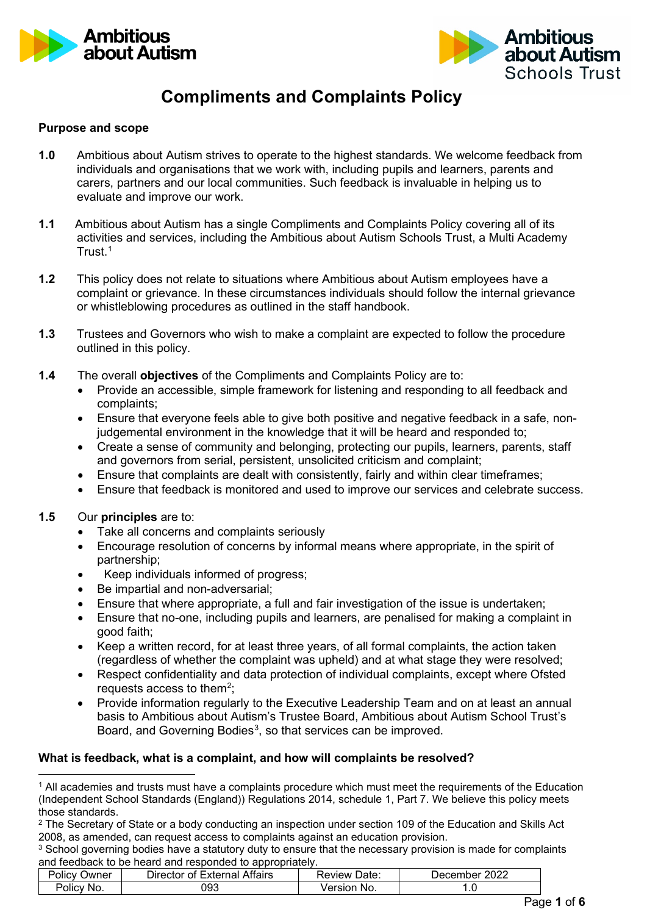# Compliments and Complaints Policy

**Purpose and scope**

**1.0** Ambitious about Autism strives to operate to the highest standards. We welcome feedback from individuals and organisations that we work with, including pupils and learners, parents and carers, partners and our local communities. Such feedback is invaluable in helping us to evaluate and improve our work.

**1.1** Ambitious about Autism has a single Compliments and Complaints Policy covering all of its activities and services, including the Ambitious about Autism Schools Trust, a Multi Academy Trust.[1]

**1.2** This policy does not relate to situations where Ambitious about Autism employees have a complaint or grievance. In these circumstances individuals should follow the internal grievance or whistleblowing procedures as outlined in the staff handbook.

**1.3** Trustees and Governors who wish to make a complaint are expected to follow the procedure outlined in this policy.

**1.4** The overall **objectives** of the Compliments and Complaints Policy are to:

- Provide an accessible, simple framework for listening and responding to all feedback and complaints;
- Ensure that everyone feels able to give both positive and negative feedback in a safe, non-judgemental environment in the knowledge that it will be heard and responded to;
- Create a sense of community and belonging, protecting our pupils, learners, parents, staff and governors from serial, persistent, unsolicited criticism and complaint;
- Ensure that complaints are dealt with consistently, fairly and within clear timeframes;
- Ensure that feedback is monitored and used to improve our services and celebrate success.

**1.5** Our **principles** are to:

- Take all concerns and complaints seriously
- Encourage resolution of concerns by informal means where appropriate, in the spirit of partnership;
- Keep individuals informed of progress;
- Be impartial and non-adversarial;
- Ensure that where appropriate, a full and fair investigation of the issue is undertaken;
- Ensure that no-one, including pupils and learners, are penalised for making a complaint in good faith;
- Keep a written record, for at least three years, of all formal complaints, the action taken (regardless of whether the complaint was upheld) and at what stage they were resolved;
- Respect confidentiality and data protection of individual complaints, except where Ofsted requests access to them[2];
- Provide information regularly to the Executive Leadership Team and on at least an annual basis to Ambitious about Autism's Trustee Board, Ambitious about Autism School Trust's Board, and Governing Bodies[3], so that services can be improved.

**What is feedback, what is a complaint, and how will complaints be resolved?**

---

[1] All academies and trusts must have a complaints procedure which must meet the requirements of the Education (Independent School Standards (England)) Regulations 2014, schedule 1, Part 7. We believe this policy meets those standards.

[2] The Secretary of State or a body conducting an inspection under section 109 of the Education and Skills Act 2008, as amended, can request access to complaints against an education provision.

[3] School governing bodies have a statutory duty to ensure that the necessary provision is made for complaints and feedback to be heard and responded to appropriately.

| Policy Owner | Director of External Affairs | Review Date: | December 2022 |
|---|---|---|---|
| Policy No. | 093 | Version No. | 1.0 |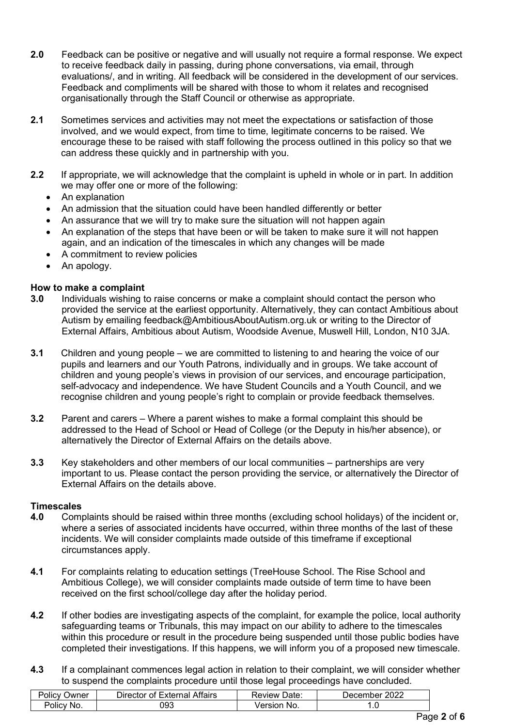**2.0** Feedback can be positive or negative and will usually not require a formal response. We expect to receive feedback daily in passing, during phone conversations, via email, through evaluations/, and in writing. All feedback will be considered in the development of our services. Feedback and compliments will be shared with those to whom it relates and recognised organisationally through the Staff Council or otherwise as appropriate.

**2.1** Sometimes services and activities may not meet the expectations or satisfaction of those involved, and we would expect, from time to time, legitimate concerns to be raised. We encourage these to be raised with staff following the process outlined in this policy so that we can address these quickly and in partnership with you.

**2.2** If appropriate, we will acknowledge that the complaint is upheld in whole or in part. In addition we may offer one or more of the following:

- An explanation
- An admission that the situation could have been handled differently or better
- An assurance that we will try to make sure the situation will not happen again
- An explanation of the steps that have been or will be taken to make sure it will not happen again, and an indication of the timescales in which any changes will be made
- A commitment to review policies
- An apology.

**How to make a complaint**

**3.0** Individuals wishing to raise concerns or make a complaint should contact the person who provided the service at the earliest opportunity. Alternatively, they can contact Ambitious about Autism by emailing feedback@AmbitiousAboutAutism.org.uk or writing to the Director of External Affairs, Ambitious about Autism, Woodside Avenue, Muswell Hill, London, N10 3JA.

**3.1** Children and young people – we are committed to listening to and hearing the voice of our pupils and learners and our Youth Patrons, individually and in groups. We take account of children and young people's views in provision of our services, and encourage participation, self-advocacy and independence. We have Student Councils and a Youth Council, and we recognise children and young people's right to complain or provide feedback themselves.

**3.2** Parent and carers – Where a parent wishes to make a formal complaint this should be addressed to the Head of School or Head of College (or the Deputy in his/her absence), or alternatively the Director of External Affairs on the details above.

**3.3** Key stakeholders and other members of our local communities – partnerships are very important to us. Please contact the person providing the service, or alternatively the Director of External Affairs on the details above.

**Timescales**

**4.0** Complaints should be raised within three months (excluding school holidays) of the incident or, where a series of associated incidents have occurred, within three months of the last of these incidents. We will consider complaints made outside of this timeframe if exceptional circumstances apply.

**4.1** For complaints relating to education settings (TreeHouse School. The Rise School and Ambitious College), we will consider complaints made outside of term time to have been received on the first school/college day after the holiday period.

**4.2** If other bodies are investigating aspects of the complaint, for example the police, local authority safeguarding teams or Tribunals, this may impact on our ability to adhere to the timescales within this procedure or result in the procedure being suspended until those public bodies have completed their investigations. If this happens, we will inform you of a proposed new timescale.

**4.3** If a complainant commences legal action in relation to their complaint, we will consider whether to suspend the complaints procedure until those legal proceedings have concluded.

| Policy Owner | Director of External Affairs | Review Date: | December 2022 |
|---|---|---|---|
| Policy No. | 093 | Version No. | 1.0 |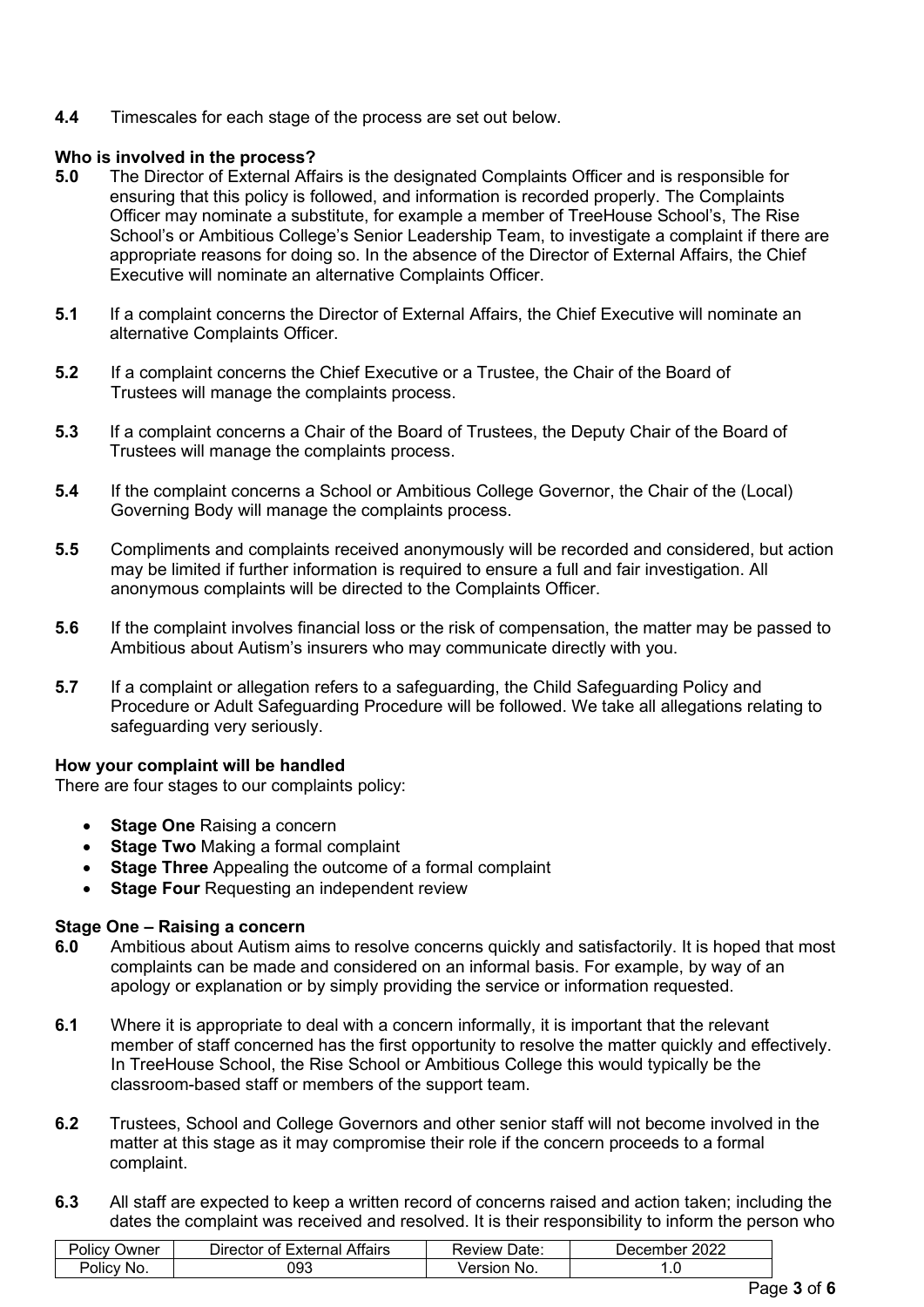**4.4** Timescales for each stage of the process are set out below.

### Who is involved in the process?

**5.0** The Director of External Affairs is the designated Complaints Officer and is responsible for ensuring that this policy is followed, and information is recorded properly. The Complaints Officer may nominate a substitute, for example a member of TreeHouse School's, The Rise School's or Ambitious College's Senior Leadership Team, to investigate a complaint if there are appropriate reasons for doing so. In the absence of the Director of External Affairs, the Chief Executive will nominate an alternative Complaints Officer.

**5.1** If a complaint concerns the Director of External Affairs, the Chief Executive will nominate an alternative Complaints Officer.

**5.2** If a complaint concerns the Chief Executive or a Trustee, the Chair of the Board of Trustees will manage the complaints process.

**5.3** If a complaint concerns a Chair of the Board of Trustees, the Deputy Chair of the Board of Trustees will manage the complaints process.

**5.4** If the complaint concerns a School or Ambitious College Governor, the Chair of the (Local) Governing Body will manage the complaints process.

**5.5** Compliments and complaints received anonymously will be recorded and considered, but action may be limited if further information is required to ensure a full and fair investigation. All anonymous complaints will be directed to the Complaints Officer.

**5.6** If the complaint involves financial loss or the risk of compensation, the matter may be passed to Ambitious about Autism's insurers who may communicate directly with you.

**5.7** If a complaint or allegation refers to a safeguarding, the Child Safeguarding Policy and Procedure or Adult Safeguarding Procedure will be followed. We take all allegations relating to safeguarding very seriously.

### How your complaint will be handled

There are four stages to our complaints policy:

- **Stage One** Raising a concern
- **Stage Two** Making a formal complaint
- **Stage Three** Appealing the outcome of a formal complaint
- **Stage Four** Requesting an independent review

### Stage One – Raising a concern

**6.0** Ambitious about Autism aims to resolve concerns quickly and satisfactorily. It is hoped that most complaints can be made and considered on an informal basis. For example, by way of an apology or explanation or by simply providing the service or information requested.

**6.1** Where it is appropriate to deal with a concern informally, it is important that the relevant member of staff concerned has the first opportunity to resolve the matter quickly and effectively. In TreeHouse School, the Rise School or Ambitious College this would typically be the classroom-based staff or members of the support team.

**6.2** Trustees, School and College Governors and other senior staff will not become involved in the matter at this stage as it may compromise their role if the concern proceeds to a formal complaint.

**6.3** All staff are expected to keep a written record of concerns raised and action taken; including the dates the complaint was received and resolved. It is their responsibility to inform the person who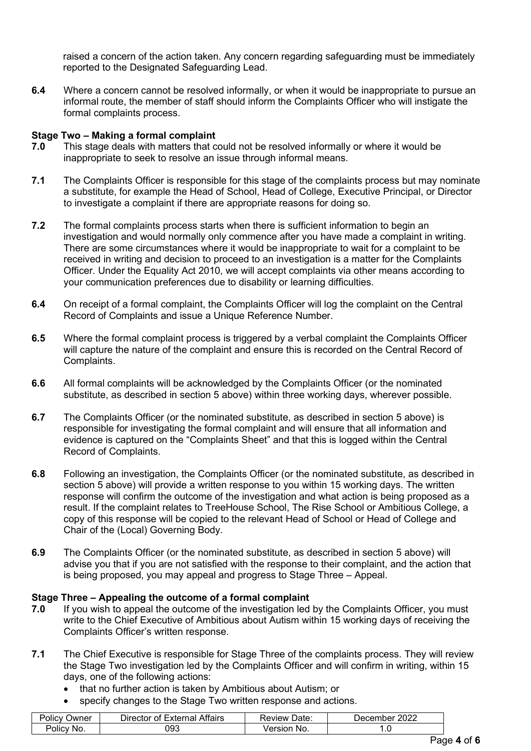raised a concern of the action taken. Any concern regarding safeguarding must be immediately reported to the Designated Safeguarding Lead.

**6.4** Where a concern cannot be resolved informally, or when it would be inappropriate to pursue an informal route, the member of staff should inform the Complaints Officer who will instigate the formal complaints process.

**Stage Two – Making a formal complaint**

**7.0** This stage deals with matters that could not be resolved informally or where it would be inappropriate to seek to resolve an issue through informal means.

**7.1** The Complaints Officer is responsible for this stage of the complaints process but may nominate a substitute, for example the Head of School, Head of College, Executive Principal, or Director to investigate a complaint if there are appropriate reasons for doing so.

**7.2** The formal complaints process starts when there is sufficient information to begin an investigation and would normally only commence after you have made a complaint in writing. There are some circumstances where it would be inappropriate to wait for a complaint to be received in writing and decision to proceed to an investigation is a matter for the Complaints Officer. Under the Equality Act 2010, we will accept complaints via other means according to your communication preferences due to disability or learning difficulties.

**6.4** On receipt of a formal complaint, the Complaints Officer will log the complaint on the Central Record of Complaints and issue a Unique Reference Number.

**6.5** Where the formal complaint process is triggered by a verbal complaint the Complaints Officer will capture the nature of the complaint and ensure this is recorded on the Central Record of Complaints.

**6.6** All formal complaints will be acknowledged by the Complaints Officer (or the nominated substitute, as described in section 5 above) within three working days, wherever possible.

**6.7** The Complaints Officer (or the nominated substitute, as described in section 5 above) is responsible for investigating the formal complaint and will ensure that all information and evidence is captured on the "Complaints Sheet" and that this is logged within the Central Record of Complaints.

**6.8** Following an investigation, the Complaints Officer (or the nominated substitute, as described in section 5 above) will provide a written response to you within 15 working days. The written response will confirm the outcome of the investigation and what action is being proposed as a result. If the complaint relates to TreeHouse School, The Rise School or Ambitious College, a copy of this response will be copied to the relevant Head of School or Head of College and Chair of the (Local) Governing Body.

**6.9** The Complaints Officer (or the nominated substitute, as described in section 5 above) will advise you that if you are not satisfied with the response to their complaint, and the action that is being proposed, you may appeal and progress to Stage Three – Appeal.

**Stage Three – Appealing the outcome of a formal complaint**

**7.0** If you wish to appeal the outcome of the investigation led by the Complaints Officer, you must write to the Chief Executive of Ambitious about Autism within 15 working days of receiving the Complaints Officer's written response.

**7.1** The Chief Executive is responsible for Stage Three of the complaints process. They will review the Stage Two investigation led by the Complaints Officer and will confirm in writing, within 15 days, one of the following actions:

- that no further action is taken by Ambitious about Autism; or
- specify changes to the Stage Two written response and actions.

| Policy Owner | Director of External Affairs | Review Date: | December 2022 |
|---|---|---|---|
| Policy No. | 093 | Version No. | 1.0 |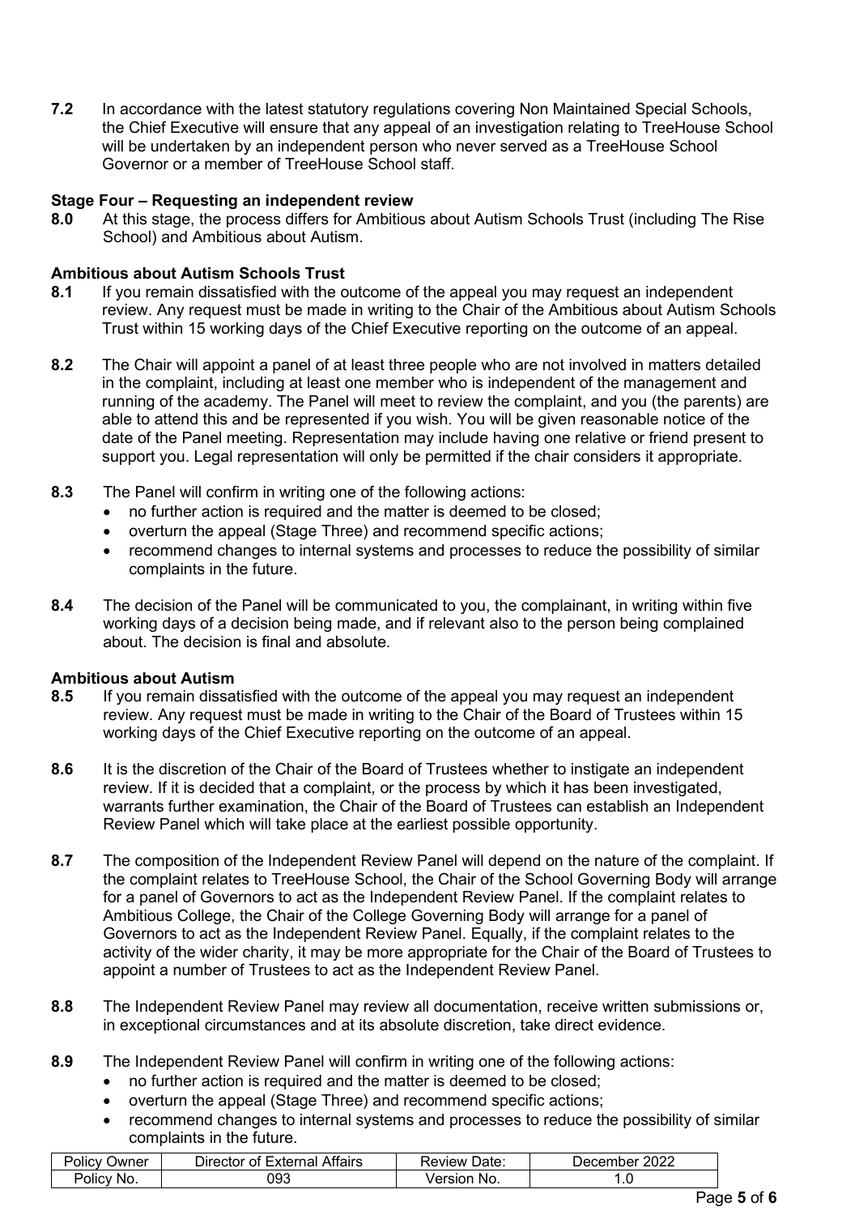**7.2** In accordance with the latest statutory regulations covering Non Maintained Special Schools, the Chief Executive will ensure that any appeal of an investigation relating to TreeHouse School will be undertaken by an independent person who never served as a TreeHouse School Governor or a member of TreeHouse School staff.

**Stage Four – Requesting an independent review**

**8.0** At this stage, the process differs for Ambitious about Autism Schools Trust (including The Rise School) and Ambitious about Autism.

**Ambitious about Autism Schools Trust**

**8.1** If you remain dissatisfied with the outcome of the appeal you may request an independent review. Any request must be made in writing to the Chair of the Ambitious about Autism Schools Trust within 15 working days of the Chief Executive reporting on the outcome of an appeal.

**8.2** The Chair will appoint a panel of at least three people who are not involved in matters detailed in the complaint, including at least one member who is independent of the management and running of the academy. The Panel will meet to review the complaint, and you (the parents) are able to attend this and be represented if you wish. You will be given reasonable notice of the date of the Panel meeting. Representation may include having one relative or friend present to support you. Legal representation will only be permitted if the chair considers it appropriate.

**8.3** The Panel will confirm in writing one of the following actions:

- no further action is required and the matter is deemed to be closed;
- overturn the appeal (Stage Three) and recommend specific actions;
- recommend changes to internal systems and processes to reduce the possibility of similar complaints in the future.

**8.4** The decision of the Panel will be communicated to you, the complainant, in writing within five working days of a decision being made, and if relevant also to the person being complained about. The decision is final and absolute.

**Ambitious about Autism**

**8.5** If you remain dissatisfied with the outcome of the appeal you may request an independent review. Any request must be made in writing to the Chair of the Board of Trustees within 15 working days of the Chief Executive reporting on the outcome of an appeal.

**8.6** It is the discretion of the Chair of the Board of Trustees whether to instigate an independent review. If it is decided that a complaint, or the process by which it has been investigated, warrants further examination, the Chair of the Board of Trustees can establish an Independent Review Panel which will take place at the earliest possible opportunity.

**8.7** The composition of the Independent Review Panel will depend on the nature of the complaint. If the complaint relates to TreeHouse School, the Chair of the School Governing Body will arrange for a panel of Governors to act as the Independent Review Panel. If the complaint relates to Ambitious College, the Chair of the College Governing Body will arrange for a panel of Governors to act as the Independent Review Panel. Equally, if the complaint relates to the activity of the wider charity, it may be more appropriate for the Chair of the Board of Trustees to appoint a number of Trustees to act as the Independent Review Panel.

**8.8** The Independent Review Panel may review all documentation, receive written submissions or, in exceptional circumstances and at its absolute discretion, take direct evidence.

**8.9** The Independent Review Panel will confirm in writing one of the following actions:

- no further action is required and the matter is deemed to be closed;
- overturn the appeal (Stage Three) and recommend specific actions;
- recommend changes to internal systems and processes to reduce the possibility of similar complaints in the future.

| Policy Owner | Director of External Affairs | Review Date: | December 2022 |
|---|---|---|---|
| Policy No. | 093 | Version No. | 1.0 |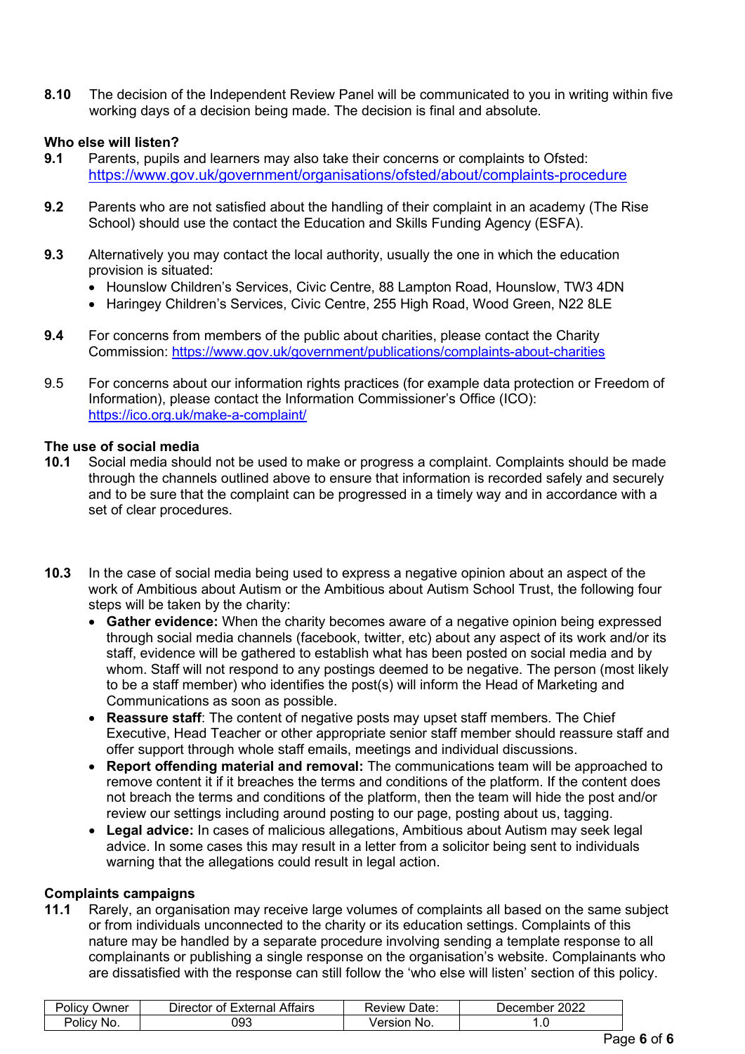**8.10** The decision of the Independent Review Panel will be communicated to you in writing within five working days of a decision being made. The decision is final and absolute.

**Who else will listen?**

**9.1** Parents, pupils and learners may also take their concerns or complaints to Ofsted: https://www.gov.uk/government/organisations/ofsted/about/complaints-procedure

**9.2** Parents who are not satisfied about the handling of their complaint in an academy (The Rise School) should use the contact the Education and Skills Funding Agency (ESFA).

**9.3** Alternatively you may contact the local authority, usually the one in which the education provision is situated:

- Hounslow Children's Services, Civic Centre, 88 Lampton Road, Hounslow, TW3 4DN
- Haringey Children's Services, Civic Centre, 255 High Road, Wood Green, N22 8LE

**9.4** For concerns from members of the public about charities, please contact the Charity Commission: https://www.gov.uk/government/publications/complaints-about-charities

9.5 For concerns about our information rights practices (for example data protection or Freedom of Information), please contact the Information Commissioner's Office (ICO): https://ico.org.uk/make-a-complaint/

**The use of social media**

**10.1** Social media should not be used to make or progress a complaint. Complaints should be made through the channels outlined above to ensure that information is recorded safely and securely and to be sure that the complaint can be progressed in a timely way and in accordance with a set of clear procedures.

**10.3** In the case of social media being used to express a negative opinion about an aspect of the work of Ambitious about Autism or the Ambitious about Autism School Trust, the following four steps will be taken by the charity:

- **Gather evidence:** When the charity becomes aware of a negative opinion being expressed through social media channels (facebook, twitter, etc) about any aspect of its work and/or its staff, evidence will be gathered to establish what has been posted on social media and by whom. Staff will not respond to any postings deemed to be negative. The person (most likely to be a staff member) who identifies the post(s) will inform the Head of Marketing and Communications as soon as possible.
- **Reassure staff**: The content of negative posts may upset staff members. The Chief Executive, Head Teacher or other appropriate senior staff member should reassure staff and offer support through whole staff emails, meetings and individual discussions.
- **Report offending material and removal:** The communications team will be approached to remove content it if it breaches the terms and conditions of the platform. If the content does not breach the terms and conditions of the platform, then the team will hide the post and/or review our settings including around posting to our page, posting about us, tagging.
- **Legal advice:** In cases of malicious allegations, Ambitious about Autism may seek legal advice. In some cases this may result in a letter from a solicitor being sent to individuals warning that the allegations could result in legal action.

**Complaints campaigns**

**11.1** Rarely, an organisation may receive large volumes of complaints all based on the same subject or from individuals unconnected to the charity or its education settings. Complaints of this nature may be handled by a separate procedure involving sending a template response to all complainants or publishing a single response on the organisation's website. Complainants who are dissatisfied with the response can still follow the 'who else will listen' section of this policy.

| | | | |
|---|---|---|---|
| Policy Owner | Director of External Affairs | Review Date: | December 2022 |
| Policy No. | 093 | Version No. | 1.0 |